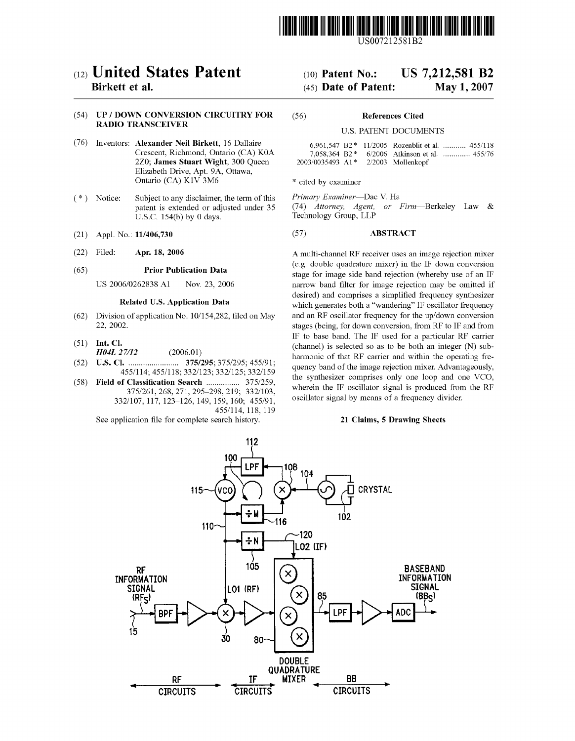US007212581B2

# (12) United States Patent
**Birkett et al.**

(10) **Patent No.: US 7,212,581 B2**

(45) **Date of Patent: May 1, 2007**

(54) **UP / DOWN CONVERSION CIRCUITRY FOR RADIO TRANSCEIVER**

(76) Inventors: **Alexander Neil Birkett**, 16 Dallaire Crescent, Richmond, Ontario (CA) K0A 2Z0; **James Stuart Wight**, 300 Queen Elizabeth Drive, Apt. 9A, Ottawa, Ontario (CA) K1V 3M6

( * ) Notice: Subject to any disclaimer, the term of this patent is extended or adjusted under 35 U.S.C. 154(b) by 0 days.

(21) Appl. No.: **11/406,730**

(22) Filed: **Apr. 18, 2006**

(65) **Prior Publication Data**

US 2006/0262838 A1 Nov. 23, 2006

**Related U.S. Application Data**

(62) Division of application No. 10/154,282, filed on May 22, 2002.

(51) **Int. Cl.**
*H04L 27/12* (2006.01)

(52) **U.S. Cl.** ........................ **375/295**; 375/295; 455/91; 455/114; 455/118; 332/123; 332/125; 332/159

(58) **Field of Classification Search** ................ 375/259, 375/261, 268, 271, 295–298, 219; 332/103, 332/107, 117, 123–126, 149, 159, 160; 455/91, 455/114, 118, 119

See application file for complete search history.

(56) **References Cited**

U.S. PATENT DOCUMENTS

| | | | |
|---|---|---|---|
| 6,961,547 B2 * | 11/2005 | Rozenblit et al. | 455/118 |
| 7,058,364 B2 * | 6/2006 | Atkinson et al. | 455/76 |
| 2003/0035493 A1 * | 2/2003 | Mollenkopf | |

\* cited by examiner

*Primary Examiner*—Dac V. Ha

(74) *Attorney, Agent, or Firm*—Berkeley Law & Technology Group, LLP

(57) **ABSTRACT**

A multi-channel RF receiver uses an image rejection mixer (e.g. double quadrature mixer) in the IF down conversion stage for image side band rejection (whereby use of an IF narrow band filter for image rejection may be omitted if desired) and comprises a simplified frequency synthesizer which generates both a "wandering" IF oscillator frequency and an RF oscillator frequency for the up/down conversion stages (being, for down conversion, from RF to IF and from IF to base band. The IF used for a particular RF carrier (channel) is selected so as to be both an integer (N) sub-harmonic of that RF carrier and within the operating frequency band of the image rejection mixer. Advantageously, the synthesizer comprises only one loop and one VCO, wherein the IF oscillator signal is produced from the RF oscillator signal by means of a frequency divider.

**21 Claims, 5 Drawing Sheets**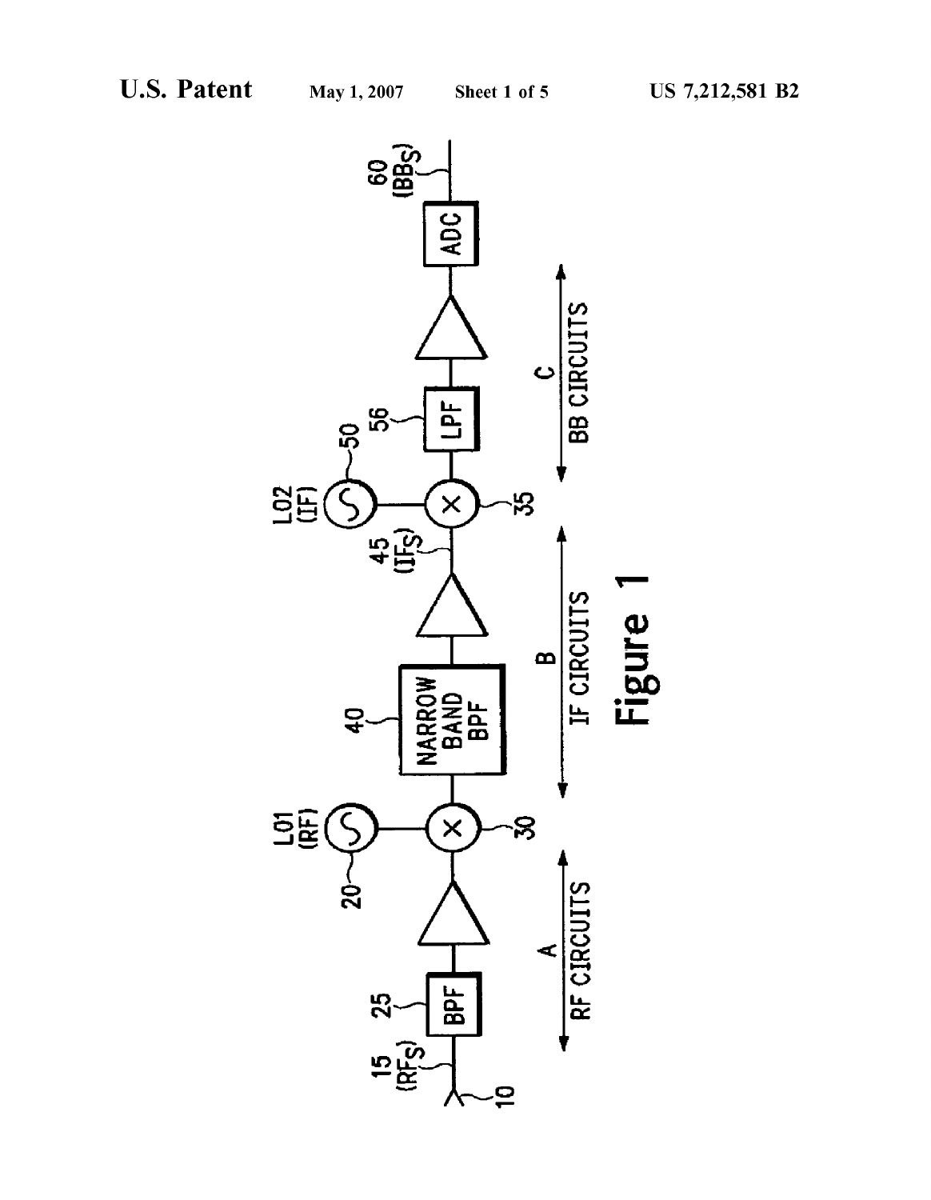Figure 1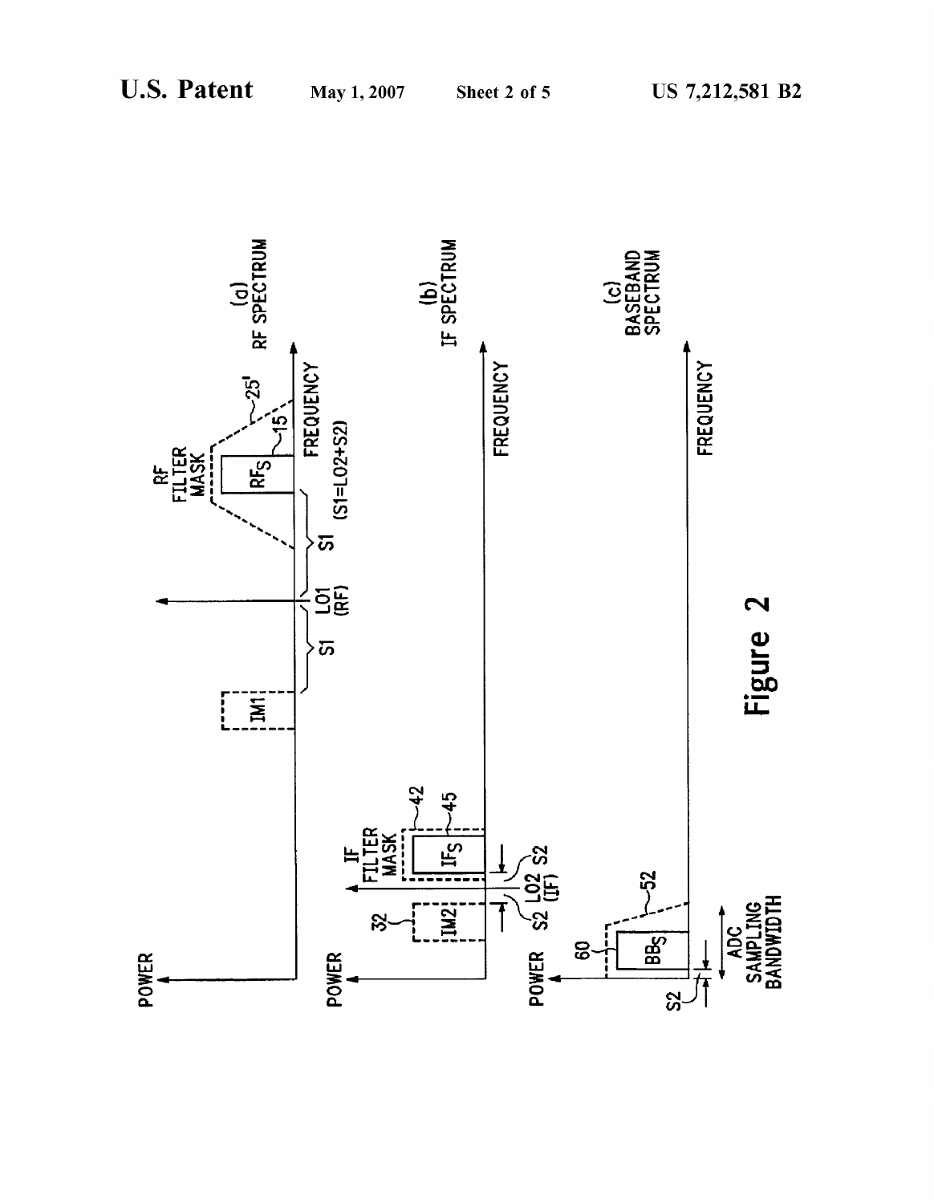**U.S. Patent** May 1, 2007 Sheet 2 of 5 **US 7,212,581 B2**

(a) RF SPECTRUM

POWER

IM1

S1

LO1 (RF)

S1

RF FILTER MASK

25'

$RF_S$

15

FREQUENCY

(S1=LO2+S2)

(b) IF SPECTRUM

POWER

32

IM2

S2

LO2 (IF)

S2

IF FILTER MASK

42

45

$IF_S$

FREQUENCY

(c) BASEBAND SPECTRUM

POWER

60

$BB_S$

52

S2

ADC SAMPLING BANDWIDTH

FREQUENCY

**Figure 2**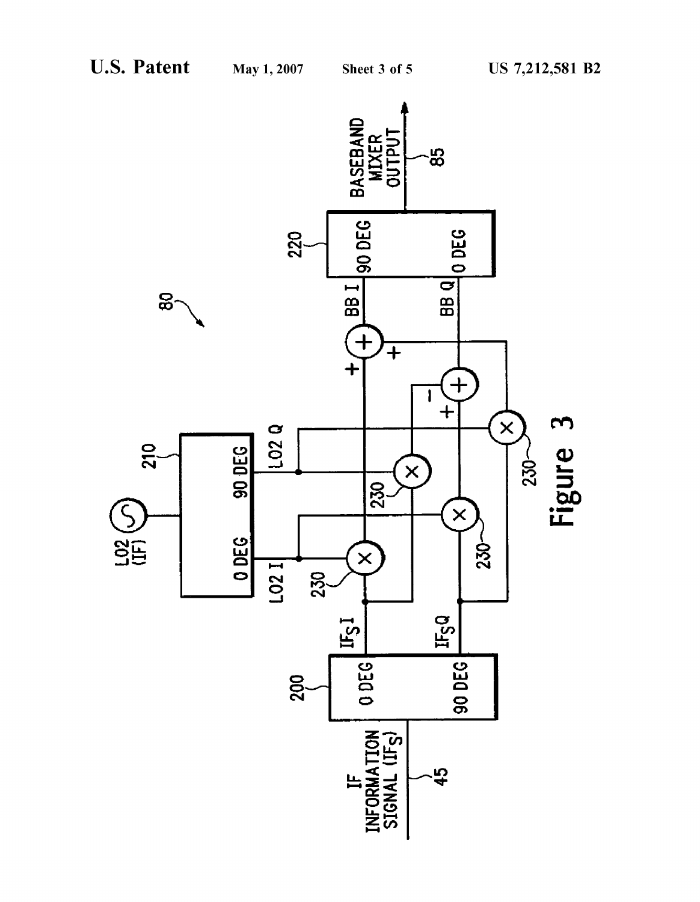Figure 3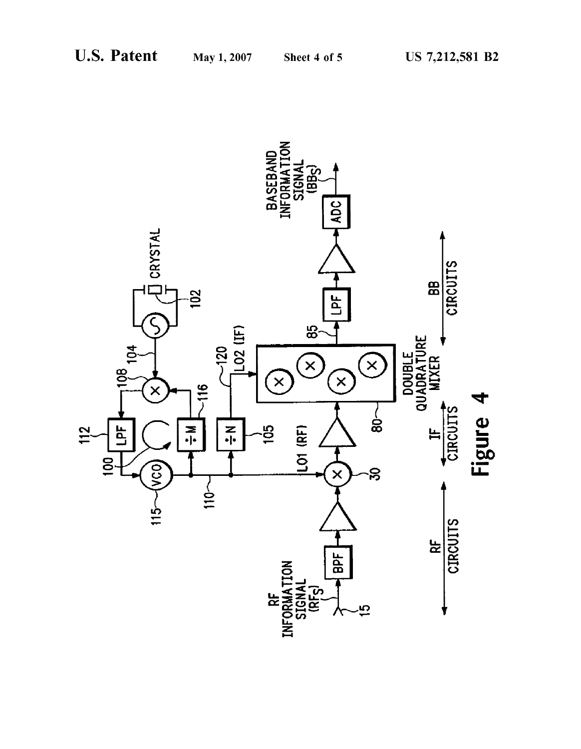Figure 4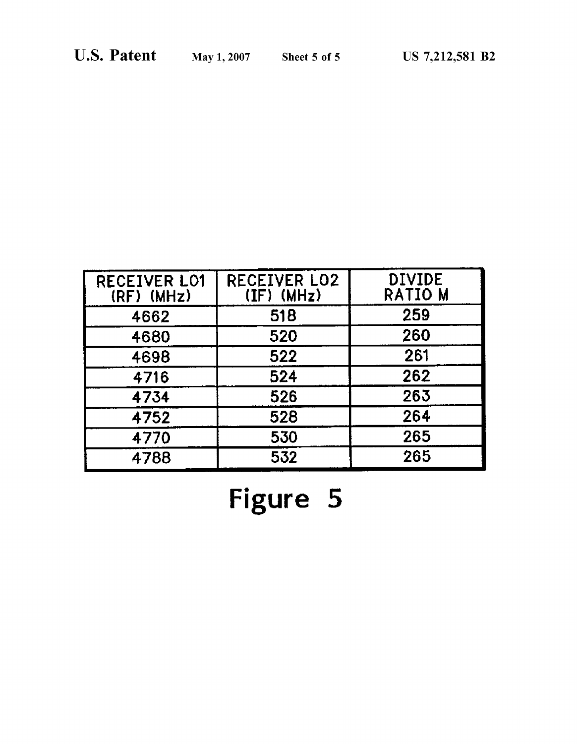| RECEIVER LO1 (RF) (MHz) | RECEIVER LO2 (IF) (MHz) | DIVIDE RATIO M |
|---|---|---|
| 4662 | 518 | 259 |
| 4680 | 520 | 260 |
| 4698 | 522 | 261 |
| 4716 | 524 | 262 |
| 4734 | 526 | 263 |
| 4752 | 528 | 264 |
| 4770 | 530 | 265 |
| 4788 | 532 | 265 |

Figure 5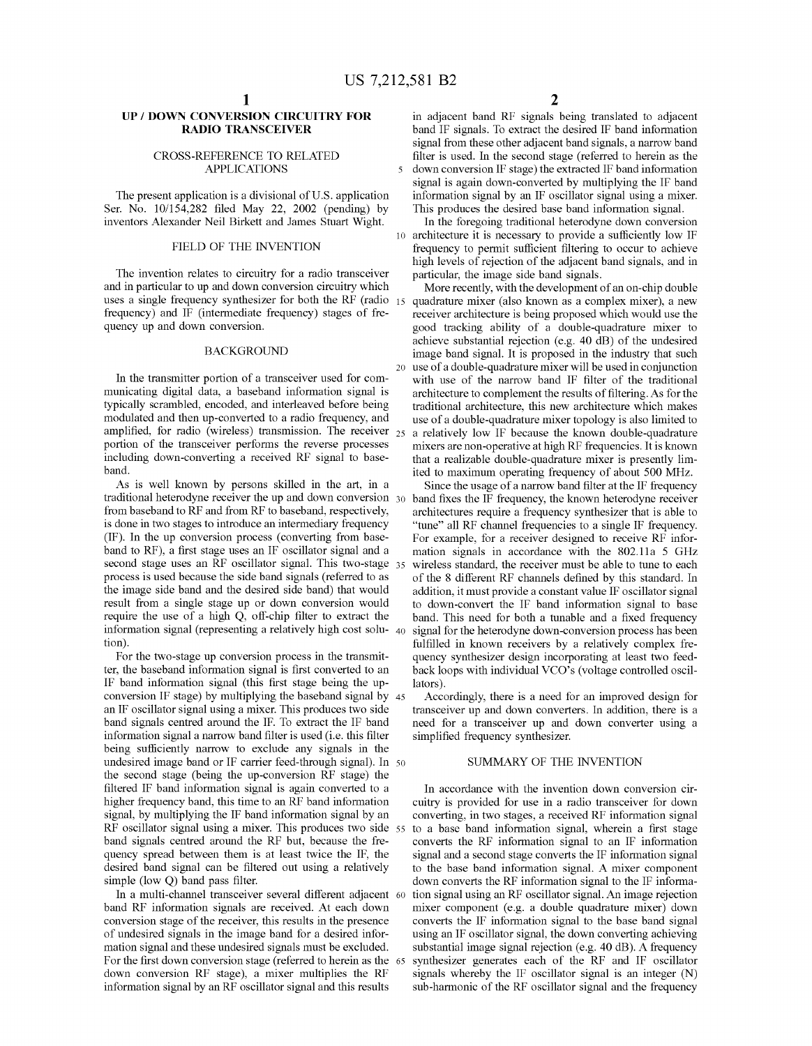# UP / DOWN CONVERSION CIRCUITRY FOR RADIO TRANSCEIVER

## CROSS-REFERENCE TO RELATED APPLICATIONS

The present application is a divisional of U.S. application Ser. No. 10/154,282 filed May 22, 2002 (pending) by inventors Alexander Neil Birkett and James Stuart Wight.

## FIELD OF THE INVENTION

The invention relates to circuitry for a radio transceiver and in particular to up and down conversion circuitry which uses a single frequency synthesizer for both the RF (radio frequency) and IF (intermediate frequency) stages of frequency up and down conversion.

## BACKGROUND

In the transmitter portion of a transceiver used for communicating digital data, a baseband information signal is typically scrambled, encoded, and interleaved before being modulated and then up-converted to a radio frequency, and amplified, for radio (wireless) transmission. The receiver portion of the transceiver performs the reverse processes including down-converting a received RF signal to baseband.

As is well known by persons skilled in the art, in a traditional heterodyne receiver the up and down conversion from baseband to RF and from RF to baseband, respectively, is done in two stages to introduce an intermediary frequency (IF). In the up conversion process (converting from baseband to RF), a first stage uses an IF oscillator signal and a second stage uses an RF oscillator signal. This two-stage process is used because the side band signals (referred to as the image side band and the desired side band) that would result from a single stage up or down conversion would require the use of a high Q, off-chip filter to extract the information signal (representing a relatively high cost solution).

For the two-stage up conversion process in the transmitter, the baseband information signal is first converted to an IF band information signal (this first stage being the up-conversion IF stage) by multiplying the baseband signal by an IF oscillator signal using a mixer. This produces two side band signals centred around the IF. To extract the IF band information signal a narrow band filter is used (i.e. this filter being sufficiently narrow to exclude any signals in the undesired image band or IF carrier feed-through signal). In the second stage (being the up-conversion RF stage) the filtered IF band information signal is again converted to a higher frequency band, this time to an RF band information signal, by multiplying the IF band information signal by an RF oscillator signal using a mixer. This produces two side band signals centred around the RF but, because the frequency spread between them is at least twice the IF, the desired band signal can be filtered out using a relatively simple (low Q) band pass filter.

In a multi-channel transceiver several different adjacent band RF information signals are received. At each down conversion stage of the receiver, this results in the presence of undesired signals in the image band for a desired information signal and these undesired signals must be excluded. For the first down conversion stage (referred to herein as the down conversion RF stage), a mixer multiplies the RF information signal by an RF oscillator signal and this results in adjacent band RF signals being translated to adjacent band IF signals. To extract the desired IF band information signal from these other adjacent band signals, a narrow band filter is used. In the second stage (referred to herein as the down conversion IF stage) the extracted IF band information signal is again down-converted by multiplying the IF band information signal by an IF oscillator signal using a mixer. This produces the desired base band information signal.

In the foregoing traditional heterodyne down conversion architecture it is necessary to provide a sufficiently low IF frequency to permit sufficient filtering to occur to achieve high levels of rejection of the adjacent band signals, and in particular, the image side band signals.

More recently, with the development of an on-chip double quadrature mixer (also known as a complex mixer), a new receiver architecture is being proposed which would use the good tracking ability of a double-quadrature mixer to achieve substantial rejection (e.g. 40 dB) of the undesired image band signal. It is proposed in the industry that such use of a double-quadrature mixer will be used in conjunction with use of the narrow band IF filter of the traditional architecture to complement the results of filtering. As for the traditional architecture, this new architecture which makes use of a double-quadrature mixer topology is also limited to a relatively low IF because the known double-quadrature mixers are non-operative at high RF frequencies. It is known that a realizable double-quadrature mixer is presently limited to maximum operating frequency of about 500 MHz.

Since the usage of a narrow band filter at the IF frequency band fixes the IF frequency, the known heterodyne receiver architectures require a frequency synthesizer that is able to "tune" all RF channel frequencies to a single IF frequency. For example, for a receiver designed to receive RF information signals in accordance with the 802.11a 5 GHz wireless standard, the receiver must be able to tune to each of the 8 different RF channels defined by this standard. In addition, it must provide a constant value IF oscillator signal to down-convert the IF band information signal to base band. This need for both a tunable and a fixed frequency signal for the heterodyne down-conversion process has been fulfilled in known receivers by a relatively complex frequency synthesizer design incorporating at least two feedback loops with individual VCO's (voltage controlled oscillators).

Accordingly, there is a need for an improved design for transceiver up and down converters. In addition, there is a need for a transceiver up and down converter using a simplified frequency synthesizer.

## SUMMARY OF THE INVENTION

In accordance with the invention down conversion circuitry is provided for use in a radio transceiver for down converting, in two stages, a received RF information signal to a base band information signal, wherein a first stage converts the RF information signal to an IF information signal and a second stage converts the IF information signal to the base band information signal. A mixer component down converts the RF information signal to the IF information signal using an RF oscillator signal. An image rejection mixer component (e.g. a double quadrature mixer) down converts the IF information signal to the base band signal using an IF oscillator signal, the down converting achieving substantial image signal rejection (e.g. 40 dB). A frequency synthesizer generates each of the RF and IF oscillator signals whereby the IF oscillator signal is an integer (N) sub-harmonic of the RF oscillator signal and the frequency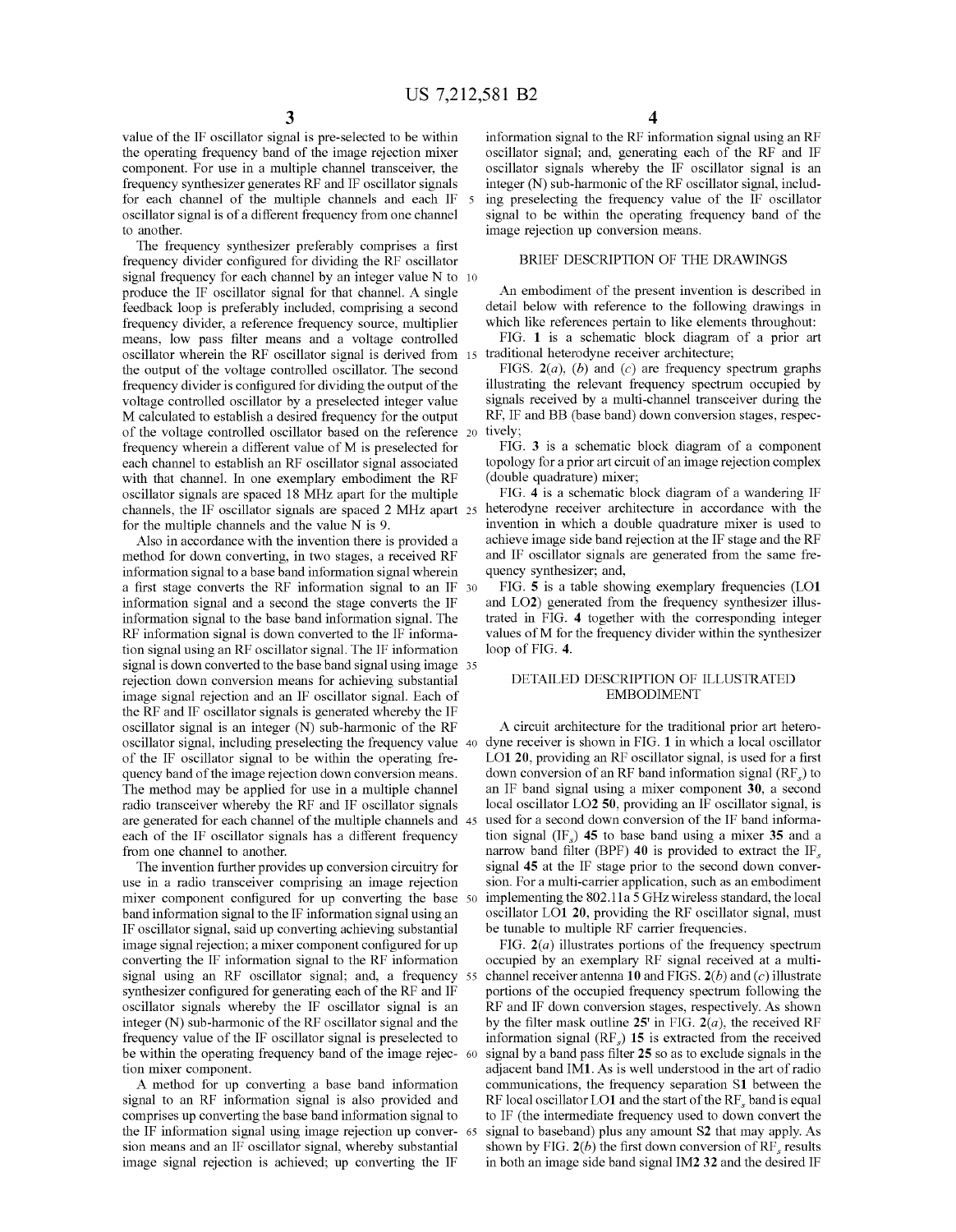value of the IF oscillator signal is pre-selected to be within the operating frequency band of the image rejection mixer component. For use in a multiple channel transceiver, the frequency synthesizer generates RF and IF oscillator signals for each channel of the multiple channels and each IF oscillator signal is of a different frequency from one channel to another.

The frequency synthesizer preferably comprises a first frequency divider configured for dividing the RF oscillator signal frequency for each channel by an integer value N to produce the IF oscillator signal for that channel. A single feedback loop is preferably included, comprising a second frequency divider, a reference frequency source, multiplier means, low pass filter means and a voltage controlled oscillator wherein the RF oscillator signal is derived from the output of the voltage controlled oscillator. The second frequency divider is configured for dividing the output of the voltage controlled oscillator by a preselected integer value M calculated to establish a desired frequency for the output of the voltage controlled oscillator based on the reference frequency wherein a different value of M is preselected for each channel to establish an RF oscillator signal associated with that channel. In one exemplary embodiment the RF oscillator signals are spaced 18 MHz apart for the multiple channels, the IF oscillator signals are spaced 2 MHz apart for the multiple channels and the value N is 9.

Also in accordance with the invention there is provided a method for down converting, in two stages, a received RF information signal to a base band information signal wherein a first stage converts the RF information signal to an IF information signal and a second the stage converts the IF information signal to the base band information signal. The RF information signal is down converted to the IF information signal using an RF oscillator signal. The IF information signal is down converted to the base band signal using image rejection down conversion means for achieving substantial image signal rejection and an IF oscillator signal. Each of the RF and IF oscillator signals is generated whereby the IF oscillator signal is an integer (N) sub-harmonic of the RF oscillator signal, including preselecting the frequency value of the IF oscillator signal to be within the operating frequency band of the image rejection down conversion means. The method may be applied for use in a multiple channel radio transceiver whereby the RF and IF oscillator signals are generated for each channel of the multiple channels and each of the IF oscillator signals has a different frequency from one channel to another.

The invention further provides up conversion circuitry for use in a radio transceiver comprising an image rejection mixer component configured for up converting the base band information signal to the IF information signal using an IF oscillator signal, said up converting achieving substantial image signal rejection; a mixer component configured for up converting the IF information signal to the RF information signal using an RF oscillator signal; and, a frequency synthesizer configured for generating each of the RF and IF oscillator signals whereby the IF oscillator signal is an integer (N) sub-harmonic of the RF oscillator signal and the frequency value of the IF oscillator signal is preselected to be within the operating frequency band of the image rejection mixer component.

A method for up converting a base band information signal to an RF information signal is also provided and comprises up converting the base band information signal to the IF information signal using image rejection up conversion means and an IF oscillator signal, whereby substantial image signal rejection is achieved; up converting the IF information signal to the RF information signal using an RF oscillator signal; and, generating each of the RF and IF oscillator signals whereby the IF oscillator signal is an integer (N) sub-harmonic of the RF oscillator signal, including preselecting the frequency value of the IF oscillator signal to be within the operating frequency band of the image rejection up conversion means.

## BRIEF DESCRIPTION OF THE DRAWINGS

An embodiment of the present invention is described in detail below with reference to the following drawings in which like references pertain to like elements throughout:

FIG. **1** is a schematic block diagram of a prior art traditional heterodyne receiver architecture;

FIGS. **2**(*a*), (*b*) and (*c*) are frequency spectrum graphs illustrating the relevant frequency spectrum occupied by signals received by a multi-channel transceiver during the RF, IF and BB (base band) down conversion stages, respectively;

FIG. **3** is a schematic block diagram of a component topology for a prior art circuit of an image rejection complex (double quadrature) mixer;

FIG. **4** is a schematic block diagram of a wandering IF heterodyne receiver architecture in accordance with the invention in which a double quadrature mixer is used to achieve image side band rejection at the IF stage and the RF and IF oscillator signals are generated from the same frequency synthesizer; and,

FIG. **5** is a table showing exemplary frequencies (LO**1** and LO**2**) generated from the frequency synthesizer illustrated in FIG. **4** together with the corresponding integer values of M for the frequency divider within the synthesizer loop of FIG. **4**.

## DETAILED DESCRIPTION OF ILLUSTRATED EMBODIMENT

A circuit architecture for the traditional prior art heterodyne receiver is shown in FIG. **1** in which a local oscillator LO**1** **20**, providing an RF oscillator signal, is used for a first down conversion of an RF band information signal ($RF_s$) to an IF band signal using a mixer component **30**, a second local oscillator LO**2** **50**, providing an IF oscillator signal, is used for a second down conversion of the IF band information signal ($IF_s$) **45** to base band using a mixer **35** and a narrow band filter (BPF) **40** is provided to extract the $IF_s$ signal **45** at the IF stage prior to the second down conversion. For a multi-carrier application, such as an embodiment implementing the 802.11a 5 GHz wireless standard, the local oscillator LO**1** **20**, providing the RF oscillator signal, must be tunable to multiple RF carrier frequencies.

FIG. **2**(*a*) illustrates portions of the frequency spectrum occupied by an exemplary RF signal received at a multi-channel receiver antenna **10** and FIGS. **2**(*b*) and (*c*) illustrate portions of the occupied frequency spectrum following the RF and IF down conversion stages, respectively. As shown by the filter mask outline **25'** in FIG. **2**(*a*), the received RF information signal ($RF_s$) **15** is extracted from the received signal by a band pass filter **25** so as to exclude signals in the adjacent band IM**1**. As is well understood in the art of radio communications, the frequency separation S**1** between the RF local oscillator LO**1** and the start of the $RF_s$ band is equal to IF (the intermediate frequency used to down convert the signal to baseband) plus any amount S**2** that may apply. As shown by FIG. **2**(*b*) the first down conversion of $RF_s$ results in both an image side band signal IM**2** **32** and the desired IF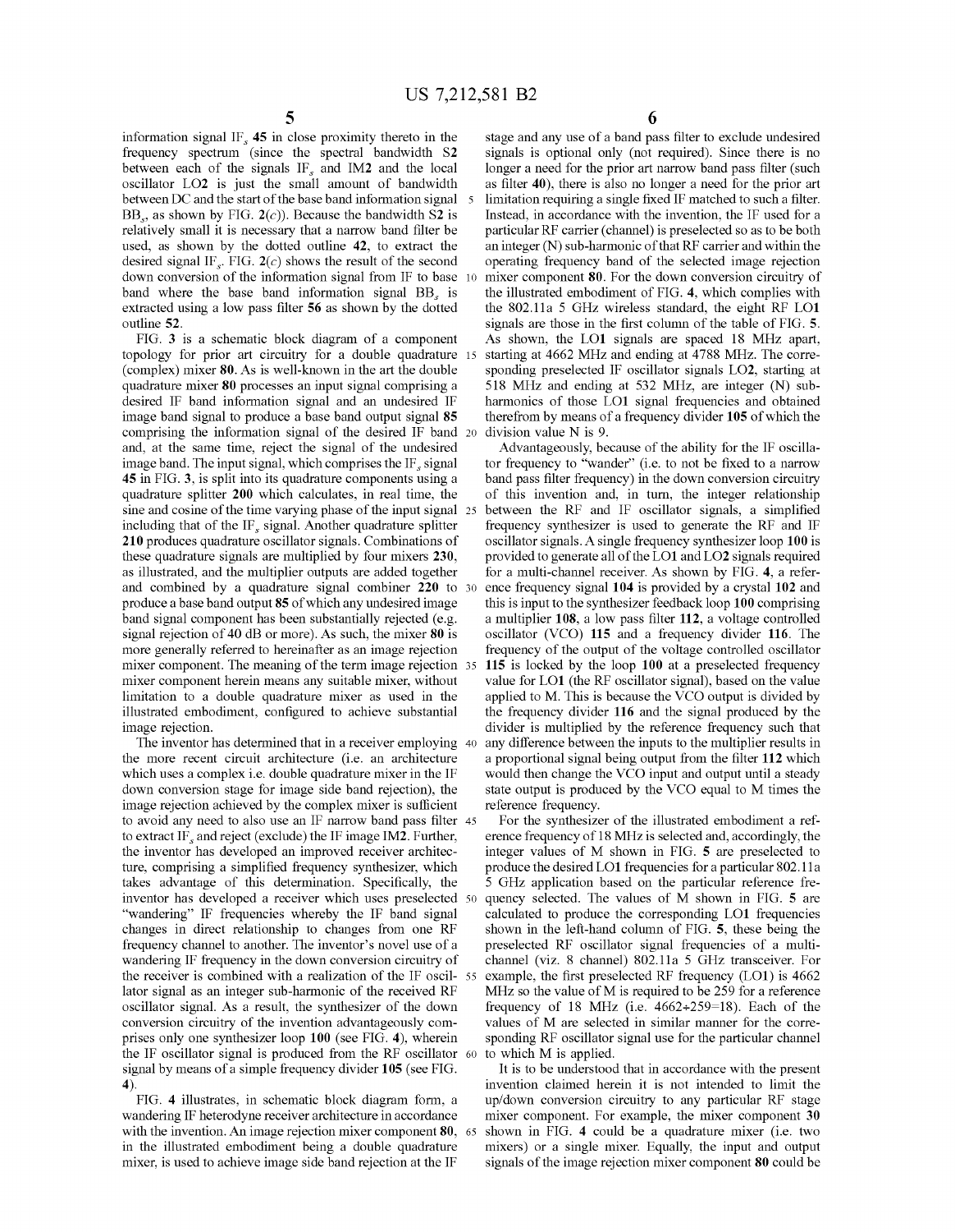information signal $IF_s$ 45 in close proximity thereto in the frequency spectrum (since the spectral bandwidth S2 between each of the signals $IF_s$ and IM2 and the local oscillator LO2 is just the small amount of bandwidth between DC and the start of the base band information signal $BB_s$, as shown by FIG. 2(c)). Because the bandwidth S2 is relatively small it is necessary that a narrow band filter be used, as shown by the dotted outline 42, to extract the desired signal $IF_s$. FIG. 2(c) shows the result of the second down conversion of the information signal from IF to base band where the base band information signal $BB_s$ is extracted using a low pass filter 56 as shown by the dotted outline 52.

FIG. 3 is a schematic block diagram of a component topology for prior art circuitry for a double quadrature (complex) mixer 80. As is well-known in the art the double quadrature mixer 80 processes an input signal comprising a desired IF band information signal and an undesired IF image band signal to produce a base band output signal 85 comprising the information signal of the desired IF band and, at the same time, reject the signal of the undesired image band. The input signal, which comprises the $IF_s$ signal 45 in FIG. 3, is split into its quadrature components using a quadrature splitter 200 which calculates, in real time, the sine and cosine of the time varying phase of the input signal including that of the $IF_s$ signal. Another quadrature splitter 210 produces quadrature oscillator signals. Combinations of these quadrature signals are multiplied by four mixers 230, as illustrated, and the multiplier outputs are added together and combined by a quadrature signal combiner 220 to produce a base band output 85 of which any undesired image band signal component has been substantially rejected (e.g. signal rejection of 40 dB or more). As such, the mixer 80 is more generally referred to hereinafter as an image rejection mixer component. The meaning of the term image rejection mixer component herein means any suitable mixer, without limitation to a double quadrature mixer as used in the illustrated embodiment, configured to achieve substantial image rejection.

The inventor has determined that in a receiver employing the more recent circuit architecture (i.e. an architecture which uses a complex i.e. double quadrature mixer in the IF down conversion stage for image side band rejection), the image rejection achieved by the complex mixer is sufficient to avoid any need to also use an IF narrow band pass filter to extract $IF_s$ and reject (exclude) the IF image IM2. Further, the inventor has developed an improved receiver architecture, comprising a simplified frequency synthesizer, which takes advantage of this determination. Specifically, the inventor has developed a receiver which uses preselected "wandering" IF frequencies whereby the IF band signal changes in direct relationship to changes from one RF frequency channel to another. The inventor's novel use of a wandering IF frequency in the down conversion circuitry of the receiver is combined with a realization of the IF oscillator signal as an integer sub-harmonic of the received RF oscillator signal. As a result, the synthesizer of the down conversion circuitry of the invention advantageously comprises only one synthesizer loop 100 (see FIG. 4), wherein the IF oscillator signal is produced from the RF oscillator signal by means of a simple frequency divider 105 (see FIG. 4).

FIG. 4 illustrates, in schematic block diagram form, a wandering IF heterodyne receiver architecture in accordance with the invention. An image rejection mixer component 80, in the illustrated embodiment being a double quadrature mixer, is used to achieve image side band rejection at the IF stage and any use of a band pass filter to exclude undesired signals is optional only (not required). Since there is no longer a need for the prior art narrow band pass filter (such as filter 40), there is also no longer a need for the prior art limitation requiring a single fixed IF matched to such a filter. Instead, in accordance with the invention, the IF used for a particular RF carrier (channel) is preselected so as to be both an integer (N) sub-harmonic of that RF carrier and within the operating frequency band of the selected image rejection mixer component 80. For the down conversion circuitry of the illustrated embodiment of FIG. 4, which complies with the 802.11a 5 GHz wireless standard, the eight RF LO1 signals are those in the first column of the table of FIG. 5. As shown, the LO1 signals are spaced 18 MHz apart, starting at 4662 MHz and ending at 4788 MHz. The corresponding preselected IF oscillator signals LO2, starting at 518 MHz and ending at 532 MHz, are integer (N) sub-harmonics of those LO1 signal frequencies and obtained therefrom by means of a frequency divider 105 of which the division value N is 9.

Advantageously, because of the ability for the IF oscillator frequency to "wander" (i.e. to not be fixed to a narrow band pass filter frequency) in the down conversion circuitry of this invention and, in turn, the integer relationship between the RF and IF oscillator signals, a simplified frequency synthesizer is used to generate the RF and IF oscillator signals. A single frequency synthesizer loop 100 is provided to generate all of the LO1 and LO2 signals required for a multi-channel receiver. As shown by FIG. 4, a reference frequency signal 104 is provided by a crystal 102 and this is input to the synthesizer feedback loop 100 comprising a multiplier 108, a low pass filter 112, a voltage controlled oscillator (VCO) 115 and a frequency divider 116. The frequency of the output of the voltage controlled oscillator 115 is locked by the loop 100 at a preselected frequency value for LO1 (the RF oscillator signal), based on the value applied to M. This is because the VCO output is divided by the frequency divider 116 and the signal produced by the divider is multiplied by the reference frequency such that any difference between the inputs to the multiplier results in a proportional signal being output from the filter 112 which would then change the VCO input and output until a steady state output is produced by the VCO equal to M times the reference frequency.

For the synthesizer of the illustrated embodiment a reference frequency of 18 MHz is selected and, accordingly, the integer values of M shown in FIG. 5 are preselected to produce the desired LO1 frequencies for a particular 802.11a 5 GHz application based on the particular reference frequency selected. The values of M shown in FIG. 5 are calculated to produce the corresponding LO1 frequencies shown in the left-hand column of FIG. 5, these being the preselected RF oscillator signal frequencies of a multi-channel (viz. 8 channel) 802.11a 5 GHz transceiver. For example, the first preselected RF frequency (LO1) is 4662 MHz so the value of M is required to be 259 for a reference frequency of 18 MHz (i.e. 4662÷259=18). Each of the values of M are selected in similar manner for the corresponding RF oscillator signal use for the particular channel to which M is applied.

It is to be understood that in accordance with the present invention claimed herein it is not intended to limit the up/down conversion circuitry to any particular RF stage mixer component. For example, the mixer component 30 shown in FIG. 4 could be a quadrature mixer (i.e. two mixers) or a single mixer. Equally, the input and output signals of the image rejection mixer component 80 could be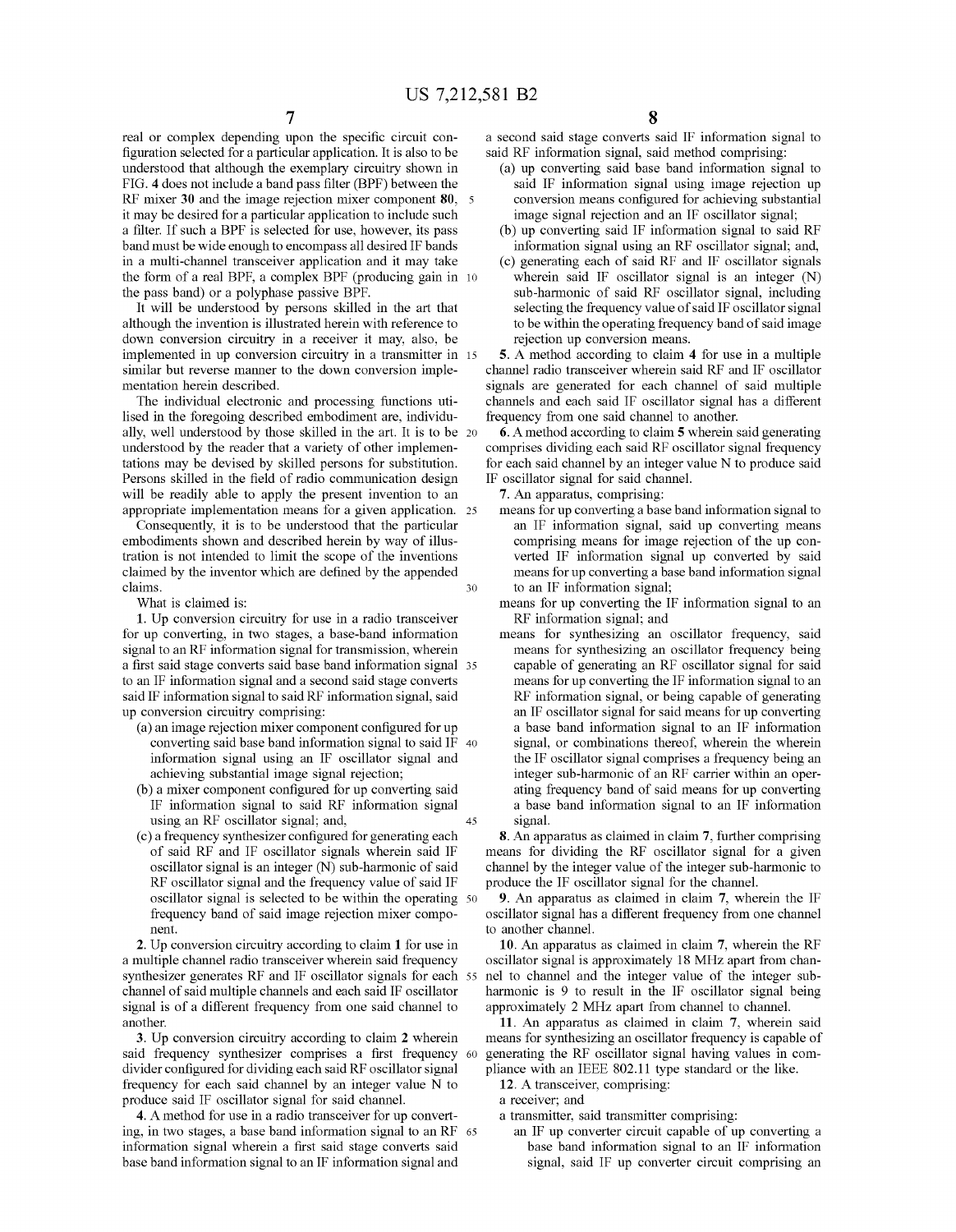real or complex depending upon the specific circuit configuration selected for a particular application. It is also to be understood that although the exemplary circuitry shown in FIG. 4 does not include a band pass filter (BPF) between the RF mixer 30 and the image rejection mixer component 80, it may be desired for a particular application to include such a filter. If such a BPF is selected for use, however, its pass band must be wide enough to encompass all desired IF bands in a multi-channel transceiver application and it may take the form of a real BPF, a complex BPF (producing gain in the pass band) or a polyphase passive BPF.

It will be understood by persons skilled in the art that although the invention is illustrated herein with reference to down conversion circuitry in a receiver it may, also, be implemented in up conversion circuitry in a transmitter in similar but reverse manner to the down conversion implementation herein described.

The individual electronic and processing functions utilised in the foregoing described embodiment are, individually, well understood by those skilled in the art. It is to be understood by the reader that a variety of other implementations may be devised by skilled persons for substitution. Persons skilled in the field of radio communication design will be readily able to apply the present invention to an appropriate implementation means for a given application.

Consequently, it is to be understood that the particular embodiments shown and described herein by way of illustration is not intended to limit the scope of the inventions claimed by the inventor which are defined by the appended claims.

What is claimed is:

1. Up conversion circuitry for use in a radio transceiver for up converting, in two stages, a base-band information signal to an RF information signal for transmission, wherein a first said stage converts said base band information signal to an IF information signal and a second said stage converts said IF information signal to said RF information signal, said up conversion circuitry comprising:

(a) an image rejection mixer component configured for up converting said base band information signal to said IF information signal using an IF oscillator signal and achieving substantial image signal rejection;

(b) a mixer component configured for up converting said IF information signal to said RF information signal using an RF oscillator signal; and,

(c) a frequency synthesizer configured for generating each of said RF and IF oscillator signals wherein said IF oscillator signal is an integer (N) sub-harmonic of said RF oscillator signal and the frequency value of said IF oscillator signal is selected to be within the operating frequency band of said image rejection mixer component.

2. Up conversion circuitry according to claim 1 for use in a multiple channel radio transceiver wherein said frequency synthesizer generates RF and IF oscillator signals for each channel of said multiple channels and each said IF oscillator signal is of a different frequency from one said channel to another.

3. Up conversion circuitry according to claim 2 wherein said frequency synthesizer comprises a first frequency divider configured for dividing each said RF oscillator signal frequency for each said channel by an integer value N to produce said IF oscillator signal for said channel.

4. A method for use in a radio transceiver for up converting, in two stages, a base band information signal to an RF information signal wherein a first said stage converts said base band information signal to an IF information signal and a second said stage converts said IF information signal to said RF information signal, said method comprising:

(a) up converting said base band information signal to said IF information signal using image rejection up conversion means configured for achieving substantial image signal rejection and an IF oscillator signal;

(b) up converting said IF information signal to said RF information signal using an RF oscillator signal; and,

(c) generating each of said RF and IF oscillator signals wherein said IF oscillator signal is an integer (N) sub-harmonic of said RF oscillator signal, including selecting the frequency value of said IF oscillator signal to be within the operating frequency band of said image rejection up conversion means.

5. A method according to claim 4 for use in a multiple channel radio transceiver wherein said RF and IF oscillator signals are generated for each channel of said multiple channels and each said IF oscillator signal has a different frequency from one said channel to another.

6. A method according to claim 5 wherein said generating comprises dividing each said RF oscillator signal frequency for each said channel by an integer value N to produce said IF oscillator signal for said channel.

7. An apparatus, comprising:

means for up converting a base band information signal to an IF information signal, said up converting means comprising means for image rejection of the up converted IF information signal up converted by said means for up converting a base band information signal to an IF information signal;

means for up converting the IF information signal to an RF information signal; and

means for synthesizing an oscillator frequency, said means for synthesizing an oscillator frequency being capable of generating an RF oscillator signal for said means for up converting the IF information signal to an RF information signal, or being capable of generating an IF oscillator signal for said means for up converting a base band information signal to an IF information signal, or combinations thereof, wherein the wherein the IF oscillator signal comprises a frequency being an integer sub-harmonic of an RF carrier within an operating frequency band of said means for up converting a base band information signal to an IF information signal.

8. An apparatus as claimed in claim 7, further comprising means for dividing the RF oscillator signal for a given channel by the integer value of the integer sub-harmonic to produce the IF oscillator signal for the channel.

9. An apparatus as claimed in claim 7, wherein the IF oscillator signal has a different frequency from one channel to another channel.

10. An apparatus as claimed in claim 7, wherein the RF oscillator signal is approximately 18 MHz apart from channel to channel and the integer value of the integer sub-harmonic is 9 to result in the IF oscillator signal being approximately 2 MHz apart from channel to channel.

11. An apparatus as claimed in claim 7, wherein said means for synthesizing an oscillator frequency is capable of generating the RF oscillator signal having values in compliance with an IEEE 802.11 type standard or the like.

12. A transceiver, comprising:

a receiver; and

a transmitter, said transmitter comprising:

an IF up converter circuit capable of up converting a base band information signal to an IF information signal, said IF up converter circuit comprising an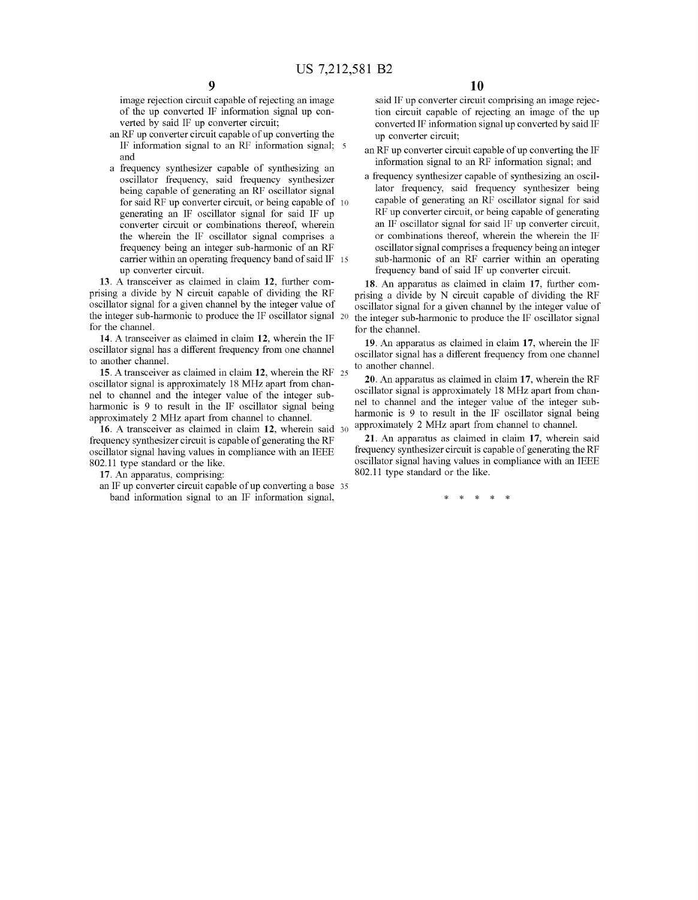image rejection circuit capable of rejecting an image of the up converted IF information signal up converted by said IF up converter circuit;

an RF up converter circuit capable of up converting the IF information signal to an RF information signal; and

a frequency synthesizer capable of synthesizing an oscillator frequency, said frequency synthesizer being capable of generating an RF oscillator signal for said RF up converter circuit, or being capable of generating an IF oscillator signal for said IF up converter circuit or combinations thereof, wherein the wherein the IF oscillator signal comprises a frequency being an integer sub-harmonic of an RF carrier within an operating frequency band of said IF up converter circuit.

**13**. A transceiver as claimed in claim **12**, further comprising a divide by N circuit capable of dividing the RF oscillator signal for a given channel by the integer value of the integer sub-harmonic to produce the IF oscillator signal for the channel.

**14**. A transceiver as claimed in claim **12**, wherein the IF oscillator signal has a different frequency from one channel to another channel.

**15**. A transceiver as claimed in claim **12**, wherein the RF oscillator signal is approximately 18 MHz apart from channel to channel and the integer value of the integer sub-harmonic is 9 to result in the IF oscillator signal being approximately 2 MHz apart from channel to channel.

**16**. A transceiver as claimed in claim **12**, wherein said frequency synthesizer circuit is capable of generating the RF oscillator signal having values in compliance with an IEEE 802.11 type standard or the like.

**17**. An apparatus, comprising:

an IF up converter circuit capable of up converting a base band information signal to an IF information signal, said IF up converter circuit comprising an image rejection circuit capable of rejecting an image of the up converted IF information signal up converted by said IF up converter circuit;

an RF up converter circuit capable of up converting the IF information signal to an RF information signal; and

a frequency synthesizer capable of synthesizing an oscillator frequency, said frequency synthesizer being capable of generating an RF oscillator signal for said RF up converter circuit, or being capable of generating an IF oscillator signal for said IF up converter circuit, or combinations thereof, wherein the wherein the IF oscillator signal comprises a frequency being an integer sub-harmonic of an RF carrier within an operating frequency band of said IF up converter circuit.

**18**. An apparatus as claimed in claim **17**, further comprising a divide by N circuit capable of dividing the RF oscillator signal for a given channel by the integer value of the integer sub-harmonic to produce the IF oscillator signal for the channel.

**19**. An apparatus as claimed in claim **17**, wherein the IF oscillator signal has a different frequency from one channel to another channel.

**20**. An apparatus as claimed in claim **17**, wherein the RF oscillator signal is approximately 18 MHz apart from channel to channel and the integer value of the integer sub-harmonic is 9 to result in the IF oscillator signal being approximately 2 MHz apart from channel to channel.

**21**. An apparatus as claimed in claim **17**, wherein said frequency synthesizer circuit is capable of generating the RF oscillator signal having values in compliance with an IEEE 802.11 type standard or the like.

* * * * *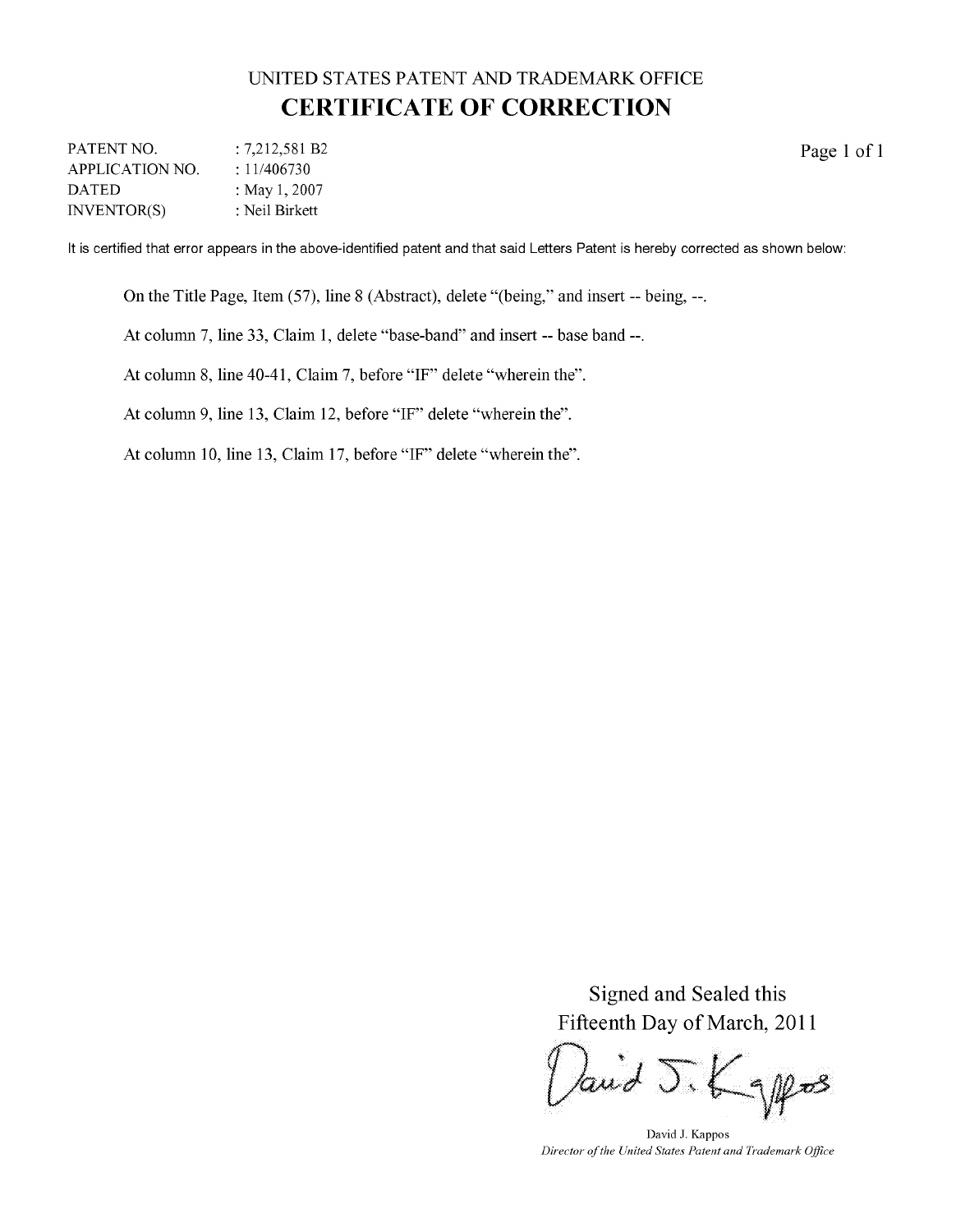UNITED STATES PATENT AND TRADEMARK OFFICE

# CERTIFICATE OF CORRECTION

PATENT NO. : 7,212,581 B2
APPLICATION NO. : 11/406730
DATED : May 1, 2007
INVENTOR(S) : Neil Birkett

Page 1 of 1

It is certified that error appears in the above-identified patent and that said Letters Patent is hereby corrected as shown below:

On the Title Page, Item (57), line 8 (Abstract), delete "(being," and insert -- being, --.

At column 7, line 33, Claim 1, delete "base-band" and insert -- base band --.

At column 8, line 40-41, Claim 7, before "IF" delete "wherein the".

At column 9, line 13, Claim 12, before "IF" delete "wherein the".

At column 10, line 13, Claim 17, before "IF" delete "wherein the".

Signed and Sealed this
Fifteenth Day of March, 2011

David J. Kappos

*Director of the United States Patent and Trademark Office*